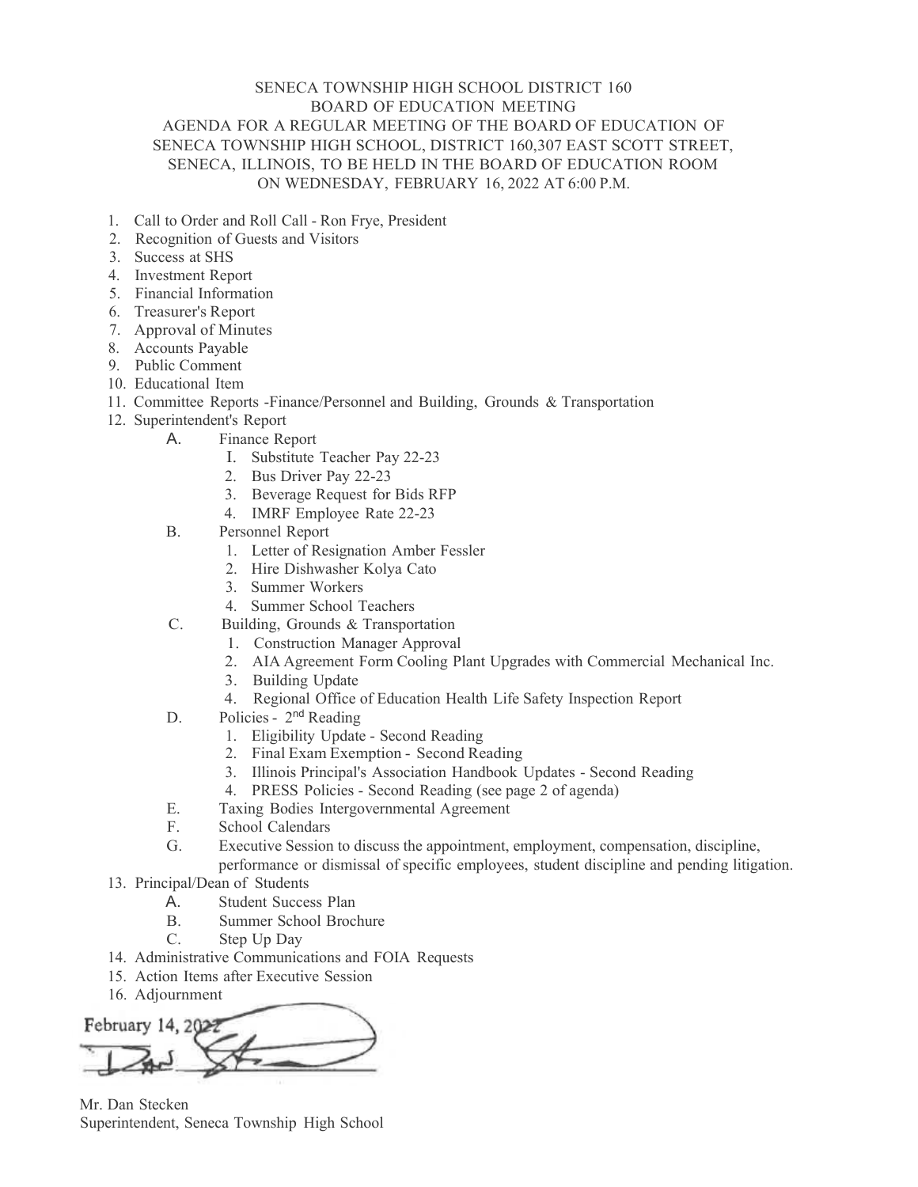SENECA TOWNSHIP HIGH SCHOOL DISTRICT 160
BOARD OF EDUCATION MEETING
AGENDA FOR A REGULAR MEETING OF THE BOARD OF EDUCATION OF SENECA TOWNSHIP HIGH SCHOOL, DISTRICT 160,307 EAST SCOTT STREET, SENECA, ILLINOIS, TO BE HELD IN THE BOARD OF EDUCATION ROOM ON WEDNESDAY, FEBRUARY 16, 2022 AT 6:00 P.M.

1. Call to Order and Roll Call - Ron Frye, President
2. Recognition of Guests and Visitors
3. Success at SHS
4. Investment Report
5. Financial Information
6. Treasurer's Report
7. Approval of Minutes
8. Accounts Payable
9. Public Comment
10. Educational Item
11. Committee Reports -Finance/Personnel and Building, Grounds & Transportation
12. Superintendent's Report
    - A. Finance Report
        - I. Substitute Teacher Pay 22-23
        - 2. Bus Driver Pay 22-23
        - 3. Beverage Request for Bids RFP
        - 4. IMRF Employee Rate 22-23
    - B. Personnel Report
        - 1. Letter of Resignation Amber Fessler
        - 2. Hire Dishwasher Kolya Cato
        - 3. Summer Workers
        - 4. Summer School Teachers
    - C. Building, Grounds & Transportation
        - 1. Construction Manager Approval
        - 2. AIA Agreement Form Cooling Plant Upgrades with Commercial Mechanical Inc.
        - 3. Building Update
        - 4. Regional Office of Education Health Life Safety Inspection Report
    - D. Policies - 2nd Reading
        - 1. Eligibility Update - Second Reading
        - 2. Final Exam Exemption - Second Reading
        - 3. Illinois Principal's Association Handbook Updates - Second Reading
        - 4. PRESS Policies - Second Reading (see page 2 of agenda)
    - E. Taxing Bodies Intergovernmental Agreement
    - F. School Calendars
    - G. Executive Session to discuss the appointment, employment, compensation, discipline, performance or dismissal of specific employees, student discipline and pending litigation.
13. Principal/Dean of Students
    - A. Student Success Plan
    - B. Summer School Brochure
    - C. Step Up Day
14. Administrative Communications and FOIA Requests
15. Action Items after Executive Session
16. Adjournment

February 14, 2022

Mr. Dan Stecken
Superintendent, Seneca Township High School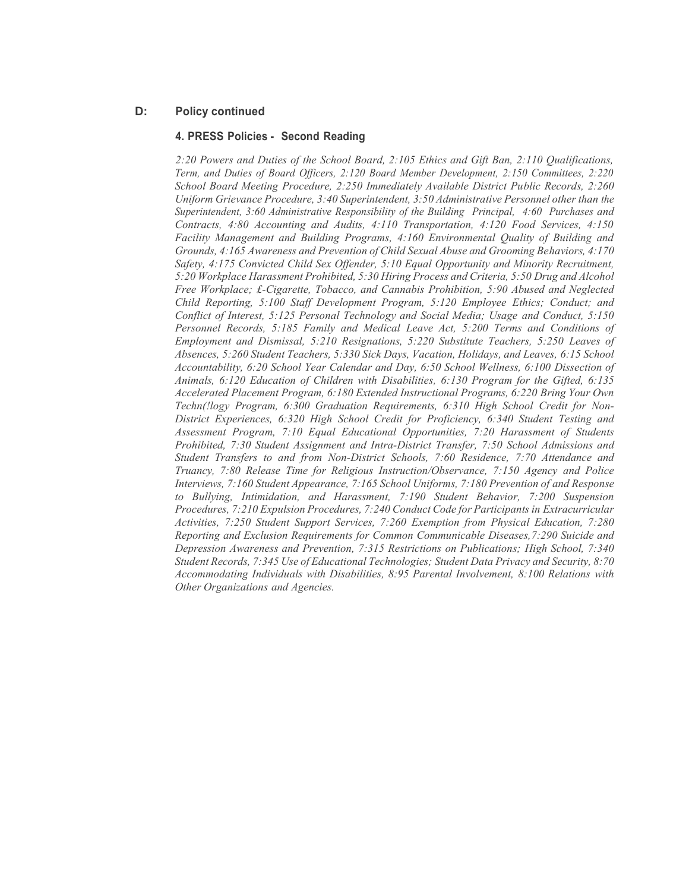**D: Policy continued**

**4. PRESS Policies - Second Reading**

*2:20 Powers and Duties of the School Board, 2:105 Ethics and Gift Ban, 2:110 Qualifications, Term, and Duties of Board Officers, 2:120 Board Member Development, 2:150 Committees, 2:220 School Board Meeting Procedure, 2:250 Immediately Available District Public Records, 2:260 Uniform Grievance Procedure, 3:40 Superintendent, 3:50 Administrative Personnel other than the Superintendent, 3:60 Administrative Responsibility of the Building Principal, 4:60 Purchases and Contracts, 4:80 Accounting and Audits, 4:110 Transportation, 4:120 Food Services, 4:150 Facility Management and Building Programs, 4:160 Environmental Quality of Building and Grounds, 4:165 Awareness and Prevention of Child Sexual Abuse and Grooming Behaviors, 4:170 Safety, 4:175 Convicted Child Sex Offender, 5:10 Equal Opportunity and Minority Recruitment, 5:20 Workplace Harassment Prohibited, 5:30 Hiring Process and Criteria, 5:50 Drug and Alcohol Free Workplace; £-Cigarette, Tobacco, and Cannabis Prohibition, 5:90 Abused and Neglected Child Reporting, 5:100 Staff Development Program, 5:120 Employee Ethics; Conduct; and Conflict of Interest, 5:125 Personal Technology and Social Media; Usage and Conduct, 5:150 Personnel Records, 5:185 Family and Medical Leave Act, 5:200 Terms and Conditions of Employment and Dismissal, 5:210 Resignations, 5:220 Substitute Teachers, 5:250 Leaves of Absences, 5:260 Student Teachers, 5:330 Sick Days, Vacation, Holidays, and Leaves, 6:15 School Accountability, 6:20 School Year Calendar and Day, 6:50 School Wellness, 6:100 Dissection of Animals, 6:120 Education of Children with Disabilities, 6:130 Program for the Gifted, 6:135 Accelerated Placement Program, 6:180 Extended Instructional Programs, 6:220 Bring Your Own Techn(!logy Program, 6:300 Graduation Requirements, 6:310 High School Credit for Non-District Experiences, 6:320 High School Credit for Proficiency, 6:340 Student Testing and Assessment Program, 7:10 Equal Educational Opportunities, 7:20 Harassment of Students Prohibited, 7:30 Student Assignment and Intra-District Transfer, 7:50 School Admissions and Student Transfers to and from Non-District Schools, 7:60 Residence, 7:70 Attendance and Truancy, 7:80 Release Time for Religious Instruction/Observance, 7:150 Agency and Police Interviews, 7:160 Student Appearance, 7:165 School Uniforms, 7:180 Prevention of and Response to Bullying, Intimidation, and Harassment, 7:190 Student Behavior, 7:200 Suspension Procedures, 7:210 Expulsion Procedures, 7:240 Conduct Code for Participants in Extracurricular Activities, 7:250 Student Support Services, 7:260 Exemption from Physical Education, 7:280 Reporting and Exclusion Requirements for Common Communicable Diseases, 7:290 Suicide and Depression Awareness and Prevention, 7:315 Restrictions on Publications; High School, 7:340 Student Records, 7:345 Use of Educational Technologies; Student Data Privacy and Security, 8:70 Accommodating Individuals with Disabilities, 8:95 Parental Involvement, 8:100 Relations with Other Organizations and Agencies.*